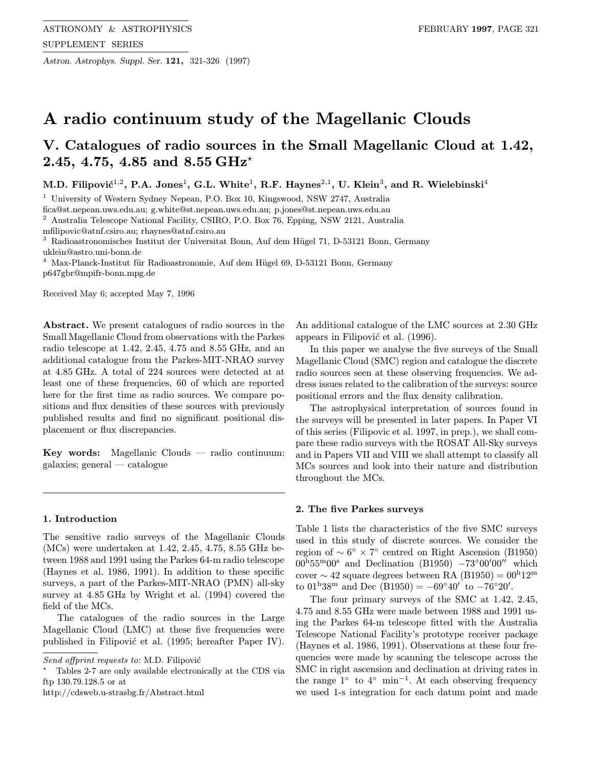# A radio continuum study of the Magellanic Clouds

## V. Catalogues of radio sources in the Small Magellanic Cloud at 1.42, 2.45, 4.75, 4.85 and 8.55 GHz*

**M.D. Filipović[1,2], P.A. Jones[1], G.L. White[1], R.F. Haynes[2,1], U. Klein[3], and R. Wielebinski[4]**

[1] University of Western Sydney Nepean, P.O. Box 10, Kingswood, NSW 2747, Australia
fica@st.nepean.uws.edu.au; g.white@st.nepean.uws.edu.au; p.jones@st.nepean.uws.edu.au

[2] Australia Telescope National Facility, CSIRO, P.O. Box 76, Epping, NSW 2121, Australia
mfilipovic@atnf.csiro.au; rhaynes@atnf.csiro.au

[3] Radioastronomisches Institut der Universitat Bonn, Auf dem Hügel 71, D-53121 Bonn, Germany
uklein@astro.uni-bonn.de

[4] Max-Planck-Institut für Radioastronomie, Auf dem Hügel 69, D-53121 Bonn, Germany
p647gbr@mpifr-bonn.mpg.de

Received May 6; accepted May 7, 1996

**Abstract.** We present catalogues of radio sources in the Small Magellanic Cloud from observations with the Parkes radio telescope at 1.42, 2.45, 4.75 and 8.55 GHz, and an additional catalogue from the Parkes-MIT-NRAO survey at 4.85 GHz. A total of 224 sources were detected at at least one of these frequencies, 60 of which are reported here for the first time as radio sources. We compare positions and flux densities of these sources with previously published results and find no significant positional displacement or flux discrepancies.

**Key words:** Magellanic Clouds — radio continuum: galaxies; general — catalogue

### 1. Introduction

The sensitive radio surveys of the Magellanic Clouds (MCs) were undertaken at 1.42, 2.45, 4.75, 8.55 GHz between 1988 and 1991 using the Parkes 64-m radio telescope (Haynes et al. 1986, 1991). In addition to these specific surveys, a part of the Parkes-MIT-NRAO (PMN) all-sky survey at 4.85 GHz by Wright et al. (1994) covered the field of the MCs.

The catalogues of the radio sources in the Large Magellanic Cloud (LMC) at these five frequencies were published in Filipović et al. (1995; hereafter Paper IV). An additional catalogue of the LMC sources at 2.30 GHz appears in Filipović et al. (1996).

In this paper we analyse the five surveys of the Small Magellanic Cloud (SMC) region and catalogue the discrete radio sources seen at these observing frequencies. We address issues related to the calibration of the surveys: source positional errors and the flux density calibration.

The astrophysical interpretation of sources found in the surveys will be presented in later papers. In Paper VI of this series (Filipovic et al. 1997, in prep.), we shall compare these radio surveys with the ROSAT All-Sky surveys and in Papers VII and VIII we shall attempt to classify all MCs sources and look into their nature and distribution throughout the MCs.

### 2. The five Parkes surveys

Table 1 lists the characteristics of the five SMC surveys used in this study of discrete sources. We consider the region of $\sim 6^\circ \times 7^\circ$ centred on Right Ascension (B1950) $00^h55^m00^s$ and Declination (B1950) $-73^\circ00'00''$ which cover $\sim 42$ square degrees between RA (B1950) = $00^h12^m$ to $01^h38^m$ and Dec (B1950) = $-69^\circ40'$ to $-76^\circ20'$.

The four primary surveys of the SMC at 1.42, 2.45, 4.75 and 8.55 GHz were made between 1988 and 1991 using the Parkes 64-m telescope fitted with the Australia Telescope National Facility's prototype receiver package (Haynes et al. 1986, 1991). Observations at these four frequencies were made by scanning the telescope across the SMC in right ascension and declination at driving rates in the range $1^\circ$ to $4^\circ$ min$^{-1}$. At each observing frequency we used 1-s integration for each datum point and made

---

*Send offprint requests to*: M.D. Filipović

* Tables 2-7 are only available electronically at the CDS via ftp 130.79.128.5 or at http://cdsweb.u-strasbg.fr/Abstract.html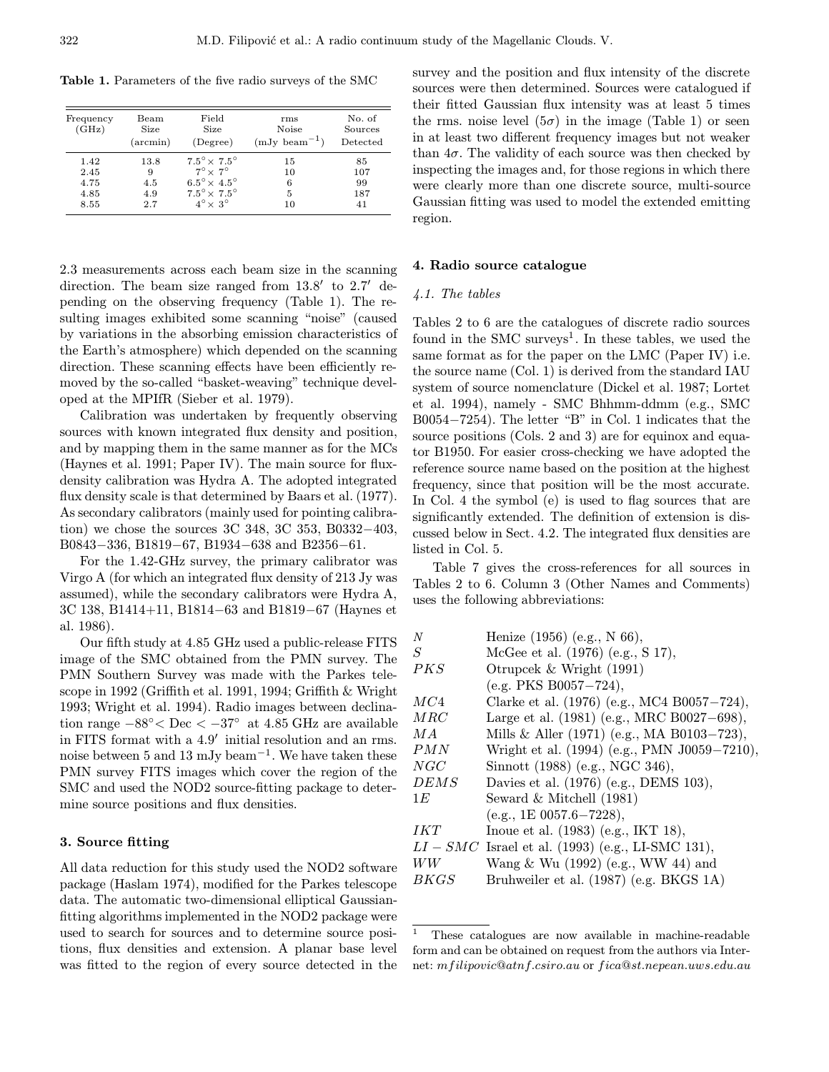**Table 1.** Parameters of the five radio surveys of the SMC

| Frequency (GHz) | Beam Size (arcmin) | Field Size (Degree) | rms Noise (mJy beam$^{-1}$) | No. of Sources Detected |
|---|---|---|---|---|
| 1.42 | 13.8 | $7.5^\circ \times 7.5^\circ$ | 15 | 85 |
| 2.45 | 9 | $7^\circ \times 7^\circ$ | 10 | 107 |
| 4.75 | 4.5 | $6.5^\circ \times 4.5^\circ$ | 6 | 99 |
| 4.85 | 4.9 | $7.5^\circ \times 7.5^\circ$ | 5 | 187 |
| 8.55 | 2.7 | $4^\circ \times 3^\circ$ | 10 | 41 |

2.3 measurements across each beam size in the scanning direction. The beam size ranged from $13.8'$ to $2.7'$ depending on the observing frequency (Table 1). The resulting images exhibited some scanning "noise" (caused by variations in the absorbing emission characteristics of the Earth's atmosphere) which depended on the scanning direction. These scanning effects have been efficiently removed by the so-called "basket-weaving" technique developed at the MPIfR (Sieber et al. 1979).

Calibration was undertaken by frequently observing sources with known integrated flux density and position, and by mapping them in the same manner as for the MCs (Haynes et al. 1991; Paper IV). The main source for flux-density calibration was Hydra A. The adopted integrated flux density scale is that determined by Baars et al. (1977). As secondary calibrators (mainly used for pointing calibration) we chose the sources 3C 348, 3C 353, B0332−403, B0843−336, B1819−67, B1934−638 and B2356−61.

For the 1.42-GHz survey, the primary calibrator was Virgo A (for which an integrated flux density of 213 Jy was assumed), while the secondary calibrators were Hydra A, 3C 138, B1414+11, B1814−63 and B1819−67 (Haynes et al. 1986).

Our fifth study at 4.85 GHz used a public-release FITS image of the SMC obtained from the PMN survey. The PMN Southern Survey was made with the Parkes telescope in 1992 (Griffith et al. 1991, 1994; Griffith & Wright 1993; Wright et al. 1994). Radio images between declination range $-88^\circ <$ Dec $< -37^\circ$ at 4.85 GHz are available in FITS format with a $4.9'$ initial resolution and an rms. noise between 5 and 13 mJy beam$^{-1}$. We have taken these PMN survey FITS images which cover the region of the SMC and used the NOD2 source-fitting package to determine source positions and flux densities.

## 3. Source fitting

All data reduction for this study used the NOD2 software package (Haslam 1974), modified for the Parkes telescope data. The automatic two-dimensional elliptical Gaussian-fitting algorithms implemented in the NOD2 package were used to search for sources and to determine source positions, flux densities and extension. A planar base level was fitted to the region of every source detected in the survey and the position and flux intensity of the discrete sources were then determined. Sources were catalogued if their fitted Gaussian flux intensity was at least 5 times the rms. noise level ($5\sigma$) in the image (Table 1) or seen in at least two different frequency images but not weaker than $4\sigma$. The validity of each source was then checked by inspecting the images and, for those regions in which there were clearly more than one discrete source, multi-source Gaussian fitting was used to model the extended emitting region.

## 4. Radio source catalogue

### 4.1. The tables

Tables 2 to 6 are the catalogues of discrete radio sources found in the SMC surveys[1]. In these tables, we used the same format as for the paper on the LMC (Paper IV) i.e. the source name (Col. 1) is derived from the standard IAU system of source nomenclature (Dickel et al. 1987; Lortet et al. 1994), namely - SMC Bhhmm-ddmm (e.g., SMC B0054−7254). The letter "B" in Col. 1 indicates that the source positions (Cols. 2 and 3) are for equinox and equator B1950. For easier cross-checking we have adopted the reference source name based on the position at the highest frequency, since that position will be the most accurate. In Col. 4 the symbol (e) is used to flag sources that are significantly extended. The definition of extension is discussed below in Sect. 4.2. The integrated flux densities are listed in Col. 5.

Table 7 gives the cross-references for all sources in Tables 2 to 6. Column 3 (Other Names and Comments) uses the following abbreviations:

- *N* — Henize (1956) (e.g., N 66),
- *S* — McGee et al. (1976) (e.g., S 17),
- *PKS* — Otrupcek & Wright (1991) (e.g. PKS B0057−724),
- *MC4* — Clarke et al. (1976) (e.g., MC4 B0057−724),
- *MRC* — Large et al. (1981) (e.g., MRC B0027−698),
- *MA* — Mills & Aller (1971) (e.g., MA B0103−723),
- *PMN* — Wright et al. (1994) (e.g., PMN J0059−7210),
- *NGC* — Sinnott (1988) (e.g., NGC 346),
- *DEMS* — Davies et al. (1976) (e.g., DEMS 103),
- *1E* — Seward & Mitchell (1981) (e.g., 1E 0057.6−7228),
- *IKT* — Inoue et al. (1983) (e.g., IKT 18),
- *LI − SMC* — Israel et al. (1993) (e.g., LI-SMC 131),
- *WW* — Wang & Wu (1992) (e.g., WW 44) and
- *BKGS* — Bruhweiler et al. (1987) (e.g. BKGS 1A)

[1] These catalogues are now available in machine-readable form and can be obtained on request from the authors via Internet: *mfilipovic@atnf.csiro.au* or *fica@st.nepean.uws.edu.au*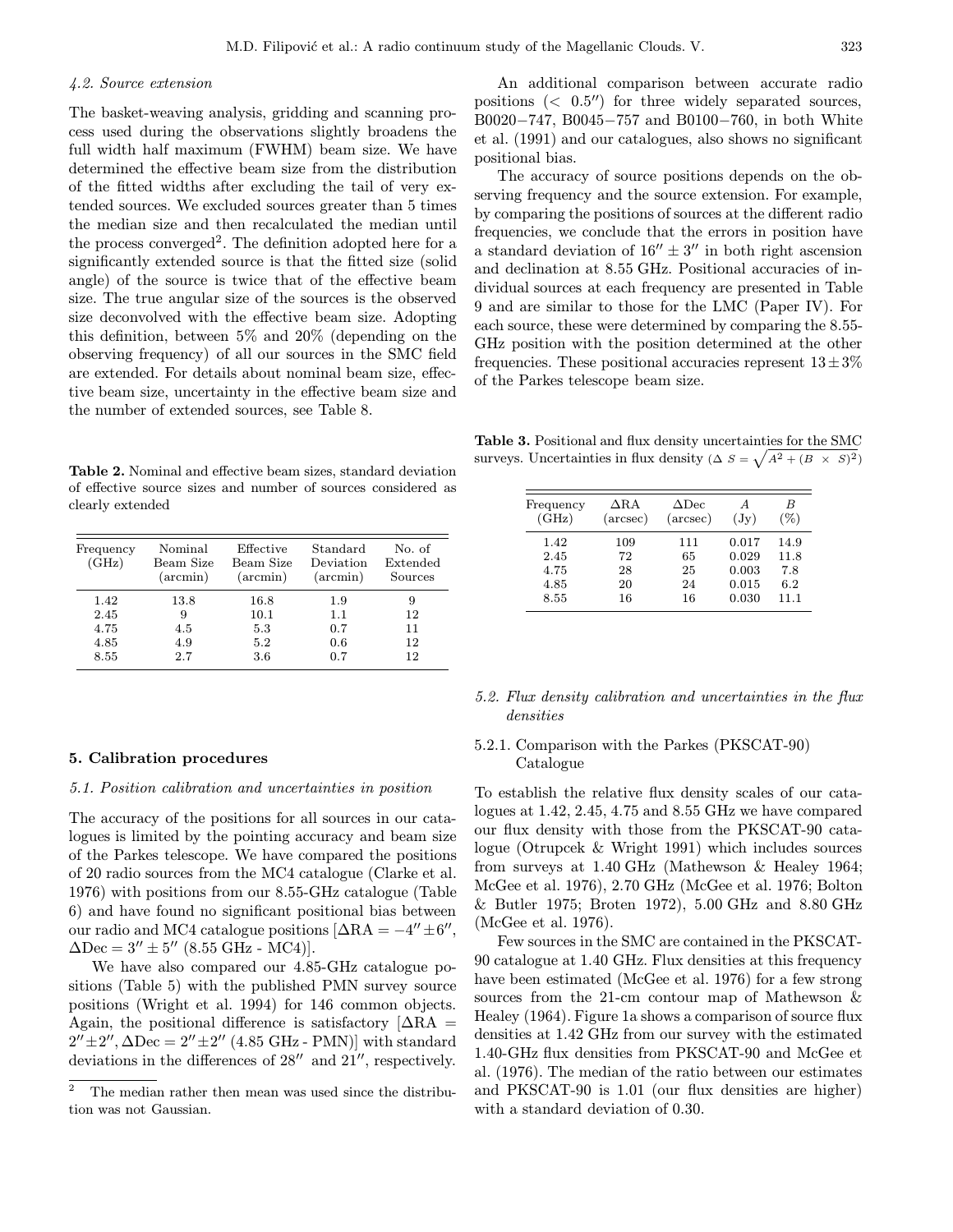### 4.2. Source extension

The basket-weaving analysis, gridding and scanning process used during the observations slightly broadens the full width half maximum (FWHM) beam size. We have determined the effective beam size from the distribution of the fitted widths after excluding the tail of very extended sources. We excluded sources greater than 5 times the median size and then recalculated the median until the process converged[2]. The definition adopted here for a significantly extended source is that the fitted size (solid angle) of the source is twice that of the effective beam size. The true angular size of the sources is the observed size deconvolved with the effective beam size. Adopting this definition, between 5% and 20% (depending on the observing frequency) of all our sources in the SMC field are extended. For details about nominal beam size, effective beam size, uncertainty in the effective beam size and the number of extended sources, see Table 8.

**Table 2.** Nominal and effective beam sizes, standard deviation of effective source sizes and number of sources considered as clearly extended

| Frequency (GHz) | Nominal Beam Size (arcmin) | Effective Beam Size (arcmin) | Standard Deviation (arcmin) | No. of Extended Sources |
|---|---|---|---|---|
| 1.42 | 13.8 | 16.8 | 1.9 | 9 |
| 2.45 | 9 | 10.1 | 1.1 | 12 |
| 4.75 | 4.5 | 5.3 | 0.7 | 11 |
| 4.85 | 4.9 | 5.2 | 0.6 | 12 |
| 8.55 | 2.7 | 3.6 | 0.7 | 12 |

## 5. Calibration procedures

### 5.1. Position calibration and uncertainties in position

The accuracy of the positions for all sources in our catalogues is limited by the pointing accuracy and beam size of the Parkes telescope. We have compared the positions of 20 radio sources from the MC4 catalogue (Clarke et al. 1976) with positions from our 8.55-GHz catalogue (Table 6) and have found no significant positional bias between our radio and MC4 catalogue positions [$\Delta$RA $= -4'' \pm 6''$, $\Delta$Dec $= 3'' \pm 5''$ (8.55 GHz - MC4)].

We have also compared our 4.85-GHz catalogue positions (Table 5) with the published PMN survey source positions (Wright et al. 1994) for 146 common objects. Again, the positional difference is satisfactory [$\Delta$RA $= 2'' \pm 2''$, $\Delta$Dec $= 2'' \pm 2''$ (4.85 GHz - PMN)] with standard deviations in the differences of $28''$ and $21''$, respectively.

An additional comparison between accurate radio positions ($< 0.5''$) for three widely separated sources, B0020−747, B0045−757 and B0100−760, in both White et al. (1991) and our catalogues, also shows no significant positional bias.

The accuracy of source positions depends on the observing frequency and the source extension. For example, by comparing the positions of sources at the different radio frequencies, we conclude that the errors in position have a standard deviation of $16'' \pm 3''$ in both right ascension and declination at 8.55 GHz. Positional accuracies of individual sources at each frequency are presented in Table 9 and are similar to those for the LMC (Paper IV). For each source, these were determined by comparing the 8.55-GHz position with the position determined at the other frequencies. These positional accuracies represent $13 \pm 3$% of the Parkes telescope beam size.

**Table 3.** Positional and flux density uncertainties for the SMC surveys. Uncertainties in flux density ($\Delta\ S = \sqrt{A^2 + (B\ \times\ S)^2}$)

| Frequency (GHz) | $\Delta$RA (arcsec) | $\Delta$Dec (arcsec) | $A$ (Jy) | $B$ (%) |
|---|---|---|---|---|
| 1.42 | 109 | 111 | 0.017 | 14.9 |
| 2.45 | 72 | 65 | 0.029 | 11.8 |
| 4.75 | 28 | 25 | 0.003 | 7.8 |
| 4.85 | 20 | 24 | 0.015 | 6.2 |
| 8.55 | 16 | 16 | 0.030 | 11.1 |

### 5.2. Flux density calibration and uncertainties in the flux densities

#### 5.2.1. Comparison with the Parkes (PKSCAT-90) Catalogue

To establish the relative flux density scales of our catalogues at 1.42, 2.45, 4.75 and 8.55 GHz we have compared our flux density with those from the PKSCAT-90 catalogue (Otrupcek & Wright 1991) which includes sources from surveys at 1.40 GHz (Mathewson & Healey 1964; McGee et al. 1976), 2.70 GHz (McGee et al. 1976; Bolton & Butler 1975; Broten 1972), 5.00 GHz and 8.80 GHz (McGee et al. 1976).

Few sources in the SMC are contained in the PKSCAT-90 catalogue at 1.40 GHz. Flux densities at this frequency have been estimated (McGee et al. 1976) for a few strong sources from the 21-cm contour map of Mathewson & Healey (1964). Figure 1a shows a comparison of source flux densities at 1.42 GHz from our survey with the estimated 1.40-GHz flux densities from PKSCAT-90 and McGee et al. (1976). The median of the ratio between our estimates and PKSCAT-90 is 1.01 (our flux densities are higher) with a standard deviation of 0.30.

[2] The median rather then mean was used since the distribution was not Gaussian.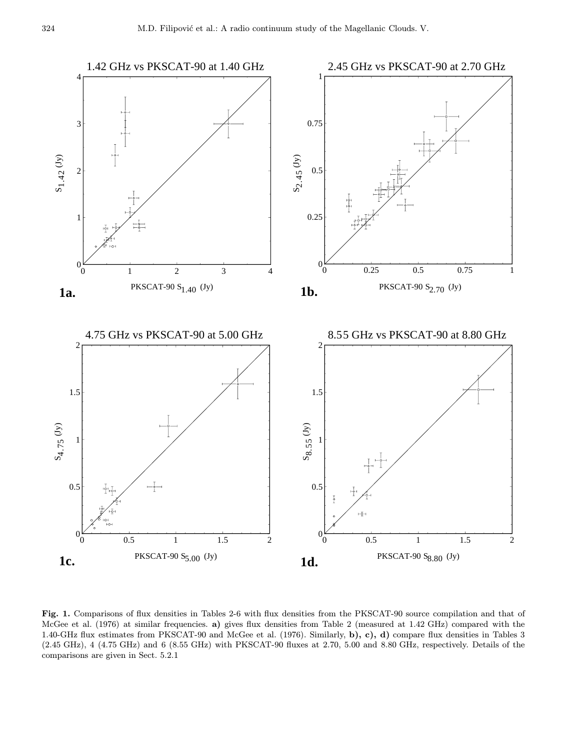**Fig. 1.** Comparisons of flux densities in Tables 2-6 with flux densities from the PKSCAT-90 source compilation and that of McGee et al. (1976) at similar frequencies. **a)** gives flux densities from Table 2 (measured at 1.42 GHz) compared with the 1.40-GHz flux estimates from PKSCAT-90 and McGee et al. (1976). Similarly, **b), c), d)** compare flux densities in Tables 3 (2.45 GHz), 4 (4.75 GHz) and 6 (8.55 GHz) with PKSCAT-90 fluxes at 2.70, 5.00 and 8.80 GHz, respectively. Details of the comparisons are given in Sect. 5.2.1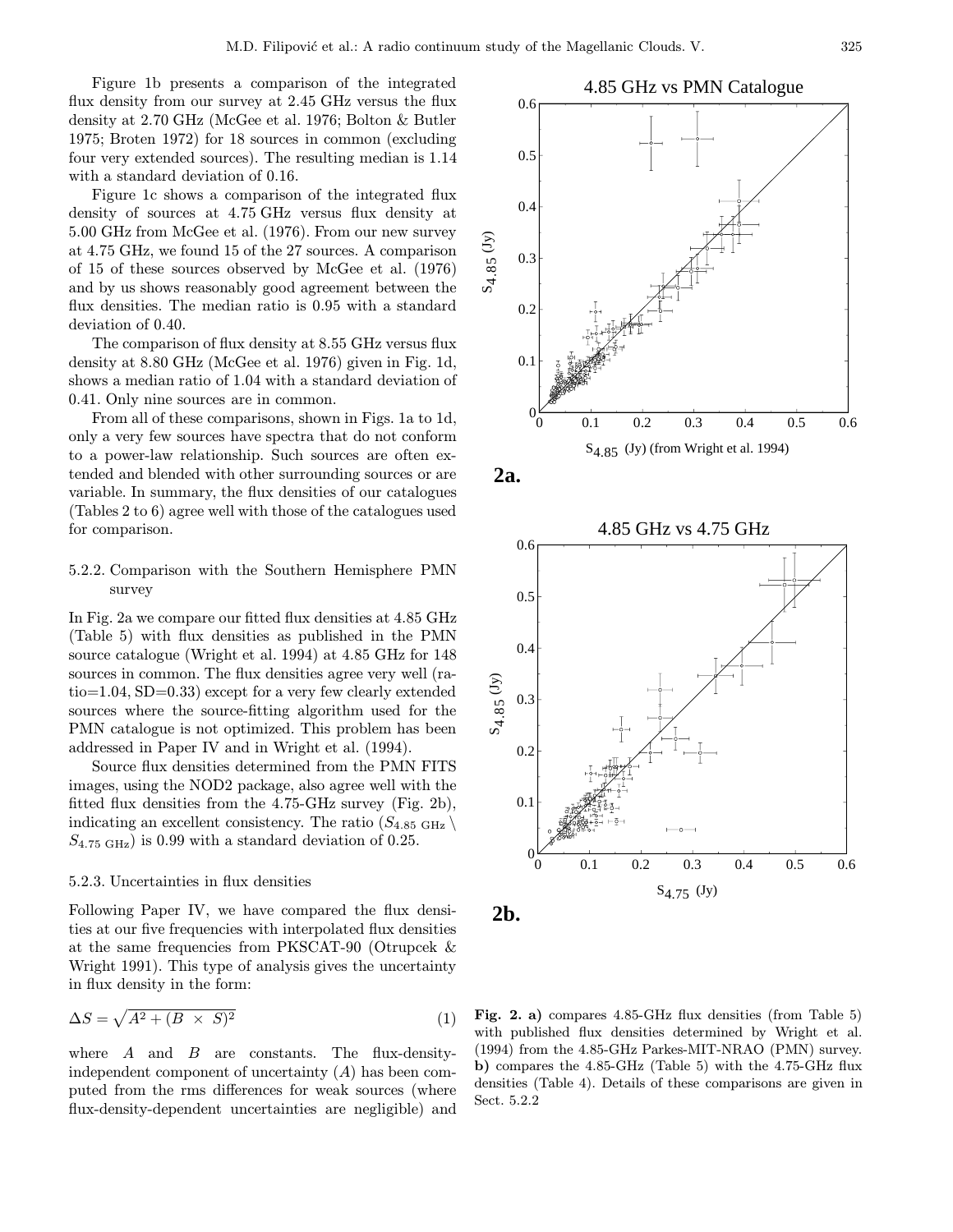Figure 1b presents a comparison of the integrated flux density from our survey at 2.45 GHz versus the flux density at 2.70 GHz (McGee et al. 1976; Bolton & Butler 1975; Broten 1972) for 18 sources in common (excluding four very extended sources). The resulting median is 1.14 with a standard deviation of 0.16.

Figure 1c shows a comparison of the integrated flux density of sources at 4.75 GHz versus flux density at 5.00 GHz from McGee et al. (1976). From our new survey at 4.75 GHz, we found 15 of the 27 sources. A comparison of 15 of these sources observed by McGee et al. (1976) and by us shows reasonably good agreement between the flux densities. The median ratio is 0.95 with a standard deviation of 0.40.

The comparison of flux density at 8.55 GHz versus flux density at 8.80 GHz (McGee et al. 1976) given in Fig. 1d, shows a median ratio of 1.04 with a standard deviation of 0.41. Only nine sources are in common.

From all of these comparisons, shown in Figs. 1a to 1d, only a very few sources have spectra that do not conform to a power-law relationship. Such sources are often extended and blended with other surrounding sources or are variable. In summary, the flux densities of our catalogues (Tables 2 to 6) agree well with those of the catalogues used for comparison.

#### 5.2.2. Comparison with the Southern Hemisphere PMN survey

In Fig. 2a we compare our fitted flux densities at 4.85 GHz (Table 5) with flux densities as published in the PMN source catalogue (Wright et al. 1994) at 4.85 GHz for 148 sources in common. The flux densities agree very well (ratio=1.04, SD=0.33) except for a very few clearly extended sources where the source-fitting algorithm used for the PMN catalogue is not optimized. This problem has been addressed in Paper IV and in Wright et al. (1994).

Source flux densities determined from the PMN FITS images, using the NOD2 package, also agree well with the fitted flux densities from the 4.75-GHz survey (Fig. 2b), indicating an excellent consistency. The ratio ($S_{4.85\ \mathrm{GHz}} \setminus S_{4.75\ \mathrm{GHz}}$) is 0.99 with a standard deviation of 0.25.

#### 5.2.3. Uncertainties in flux densities

Following Paper IV, we have compared the flux densities at our five frequencies with interpolated flux densities at the same frequencies from PKSCAT-90 (Otrupcek & Wright 1991). This type of analysis gives the uncertainty in flux density in the form:

$$\Delta S = \sqrt{A^2 + (B \times S)^2} \qquad (1)$$

where $A$ and $B$ are constants. The flux-density-independent component of uncertainty ($A$) has been computed from the rms differences for weak sources (where flux-density-dependent uncertainties are negligible) and

**Fig. 2. a)** compares 4.85-GHz flux densities (from Table 5) with published flux densities determined by Wright et al. (1994) from the 4.85-GHz Parkes-MIT-NRAO (PMN) survey. **b)** compares the 4.85-GHz (Table 5) with the 4.75-GHz flux densities (Table 4). Details of these comparisons are given in Sect. 5.2.2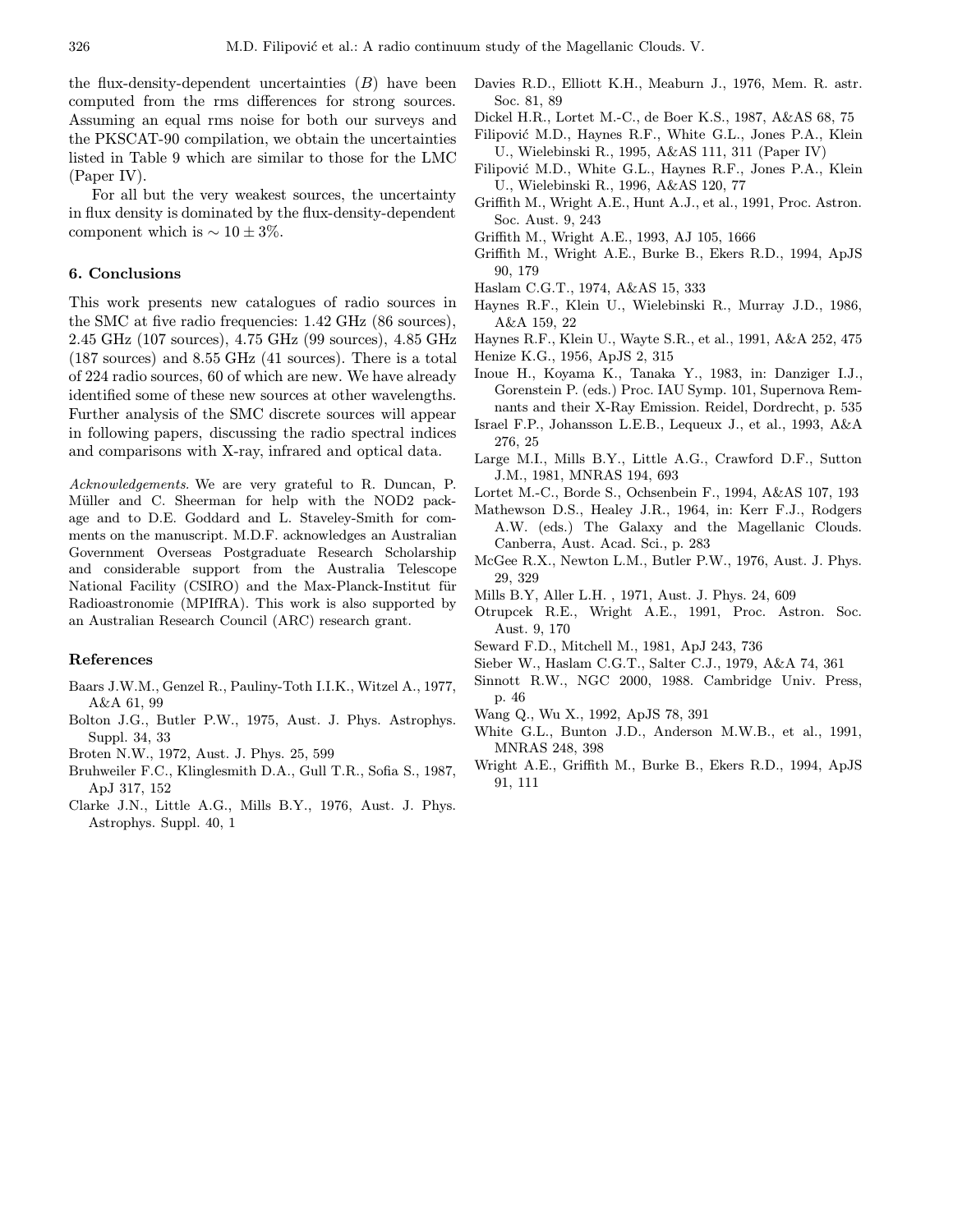the flux-density-dependent uncertainties ($B$) have been computed from the rms differences for strong sources. Assuming an equal rms noise for both our surveys and the PKSCAT-90 compilation, we obtain the uncertainties listed in Table 9 which are similar to those for the LMC (Paper IV).

For all but the very weakest sources, the uncertainty in flux density is dominated by the flux-density-dependent component which is $\sim 10 \pm 3\%$.

## 6. Conclusions

This work presents new catalogues of radio sources in the SMC at five radio frequencies: 1.42 GHz (86 sources), 2.45 GHz (107 sources), 4.75 GHz (99 sources), 4.85 GHz (187 sources) and 8.55 GHz (41 sources). There is a total of 224 radio sources, 60 of which are new. We have already identified some of these new sources at other wavelengths. Further analysis of the SMC discrete sources will appear in following papers, discussing the radio spectral indices and comparisons with X-ray, infrared and optical data.

*Acknowledgements.* We are very grateful to R. Duncan, P. Müller and C. Sheerman for help with the NOD2 package and to D.E. Goddard and L. Staveley-Smith for comments on the manuscript. M.D.F. acknowledges an Australian Government Overseas Postgraduate Research Scholarship and considerable support from the Australia Telescope National Facility (CSIRO) and the Max-Planck-Institut für Radioastronomie (MPIfRA). This work is also supported by an Australian Research Council (ARC) research grant.

## References

- Baars J.W.M., Genzel R., Pauliny-Toth I.I.K., Witzel A., 1977, A&A 61, 99
- Bolton J.G., Butler P.W., 1975, Aust. J. Phys. Astrophys. Suppl. 34, 33
- Broten N.W., 1972, Aust. J. Phys. 25, 599
- Bruhweiler F.C., Klinglesmith D.A., Gull T.R., Sofia S., 1987, ApJ 317, 152
- Clarke J.N., Little A.G., Mills B.Y., 1976, Aust. J. Phys. Astrophys. Suppl. 40, 1
- Davies R.D., Elliott K.H., Meaburn J., 1976, Mem. R. astr. Soc. 81, 89
- Dickel H.R., Lortet M.-C., de Boer K.S., 1987, A&AS 68, 75
- Filipović M.D., Haynes R.F., White G.L., Jones P.A., Klein U., Wielebinski R., 1995, A&AS 111, 311 (Paper IV)
- Filipović M.D., White G.L., Haynes R.F., Jones P.A., Klein U., Wielebinski R., 1996, A&AS 120, 77
- Griffith M., Wright A.E., Hunt A.J., et al., 1991, Proc. Astron. Soc. Aust. 9, 243
- Griffith M., Wright A.E., 1993, AJ 105, 1666
- Griffith M., Wright A.E., Burke B., Ekers R.D., 1994, ApJS 90, 179
- Haslam C.G.T., 1974, A&AS 15, 333
- Haynes R.F., Klein U., Wielebinski R., Murray J.D., 1986, A&A 159, 22
- Haynes R.F., Klein U., Wayte S.R., et al., 1991, A&A 252, 475
- Henize K.G., 1956, ApJS 2, 315
- Inoue H., Koyama K., Tanaka Y., 1983, in: Danziger I.J., Gorenstein P. (eds.) Proc. IAU Symp. 101, Supernova Remnants and their X-Ray Emission. Reidel, Dordrecht, p. 535
- Israel F.P., Johansson L.E.B., Lequeux J., et al., 1993, A&A 276, 25
- Large M.I., Mills B.Y., Little A.G., Crawford D.F., Sutton J.M., 1981, MNRAS 194, 693
- Lortet M.-C., Borde S., Ochsenbein F., 1994, A&AS 107, 193
- Mathewson D.S., Healey J.R., 1964, in: Kerr F.J., Rodgers A.W. (eds.) The Galaxy and the Magellanic Clouds. Canberra, Aust. Acad. Sci., p. 283
- McGee R.X., Newton L.M., Butler P.W., 1976, Aust. J. Phys. 29, 329
- Mills B.Y, Aller L.H. , 1971, Aust. J. Phys. 24, 609
- Otrupcek R.E., Wright A.E., 1991, Proc. Astron. Soc. Aust. 9, 170
- Seward F.D., Mitchell M., 1981, ApJ 243, 736
- Sieber W., Haslam C.G.T., Salter C.J., 1979, A&A 74, 361
- Sinnott R.W., NGC 2000, 1988. Cambridge Univ. Press, p. 46
- Wang Q., Wu X., 1992, ApJS 78, 391
- White G.L., Bunton J.D., Anderson M.W.B., et al., 1991, MNRAS 248, 398
- Wright A.E., Griffith M., Burke B., Ekers R.D., 1994, ApJS 91, 111